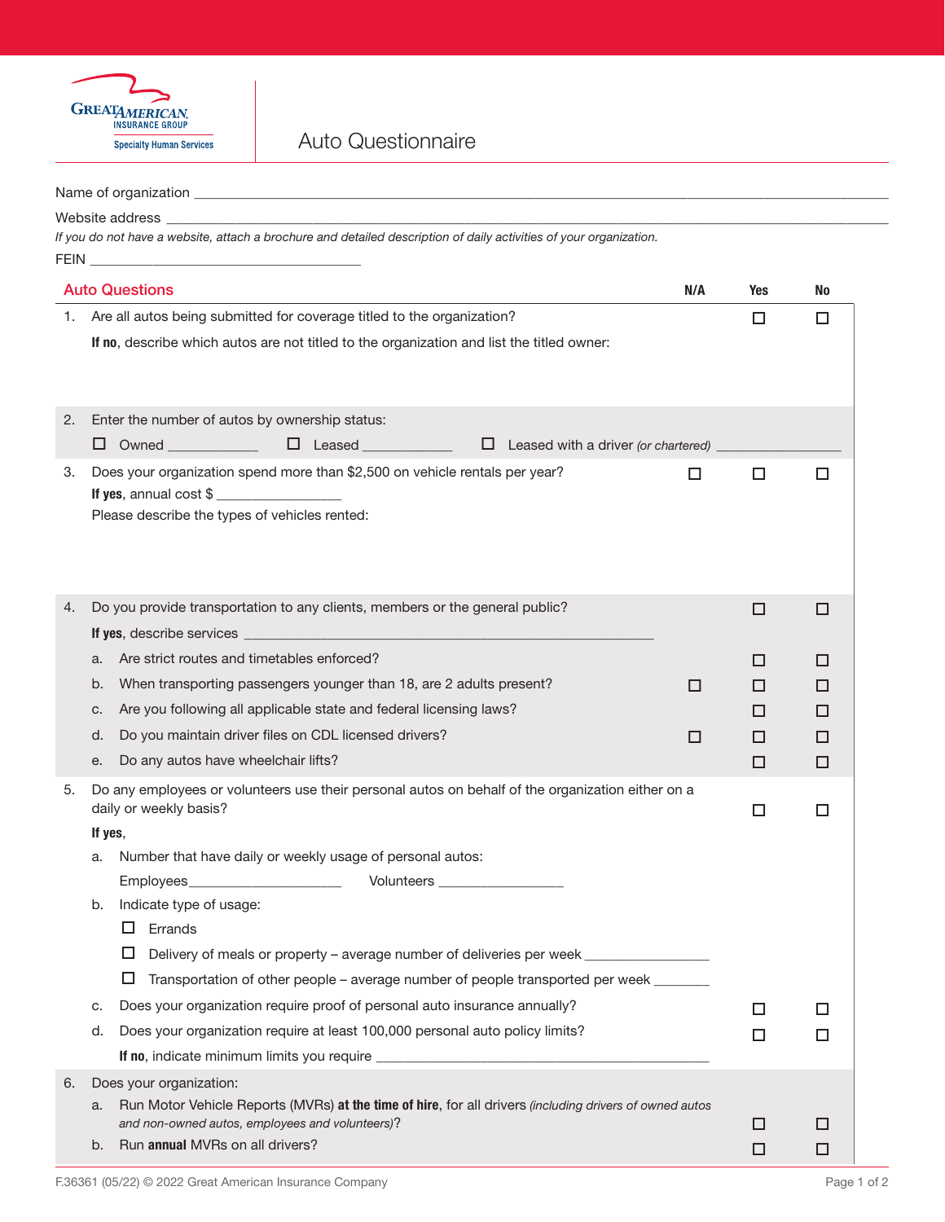Great American Insurance Group
Specialty Human Services

# Auto Questionnaire

Name of organization ______________________________________________

Website address ______________________________________________

*If you do not have a website, attach a brochure and detailed description of daily activities of your organization.*

FEIN ______________________________

## Auto Questions

| | | N/A | Yes | No |
|---|---|---|---|---|
| 1. | Are all autos being submitted for coverage titled to the organization? | | ☐ | ☐ |
| | **If no**, describe which autos are not titled to the organization and list the titled owner: | | | |
| 2. | Enter the number of autos by ownership status: ☐ Owned ____________ ☐ Leased ____________ ☐ Leased with a driver *(or chartered)* ________________ | | | |
| 3. | Does your organization spend more than $2,500 on vehicle rentals per year? | ☐ | ☐ | ☐ |
| | **If yes**, annual cost $ ________________ | | | |
| | Please describe the types of vehicles rented: | | | |
| 4. | Do you provide transportation to any clients, members or the general public? | | ☐ | ☐ |
| | **If yes**, describe services ______________________________________________ | | | |
| | a. Are strict routes and timetables enforced? | | ☐ | ☐ |
| | b. When transporting passengers younger than 18, are 2 adults present? | ☐ | ☐ | ☐ |
| | c. Are you following all applicable state and federal licensing laws? | | ☐ | ☐ |
| | d. Do you maintain driver files on CDL licensed drivers? | ☐ | ☐ | ☐ |
| | e. Do any autos have wheelchair lifts? | | ☐ | ☐ |
| 5. | Do any employees or volunteers use their personal autos on behalf of the organization either on a daily or weekly basis? | | ☐ | ☐ |
| | **If yes**, | | | |
| | a. Number that have daily or weekly usage of personal autos: Employees____________________ Volunteers ________________ | | | |
| | b. Indicate type of usage: | | | |
| | ☐ Errands | | | |
| | ☐ Delivery of meals or property – average number of deliveries per week ________________ | | | |
| | ☐ Transportation of other people – average number of people transported per week _______ | | | |
| | c. Does your organization require proof of personal auto insurance annually? | | ☐ | ☐ |
| | d. Does your organization require at least 100,000 personal auto policy limits? | | ☐ | ☐ |
| | **If no**, indicate minimum limits you require ______________________________________________ | | | |
| 6. | Does your organization: | | | |
| | a. Run Motor Vehicle Reports (MVRs) **at the time of hire**, for all drivers *(including drivers of owned autos and non-owned autos, employees and volunteers)*? | | ☐ | ☐ |
| | b. Run **annual** MVRs on all drivers? | | ☐ | ☐ |

F.36361 (05/22) © 2022 Great American Insurance Company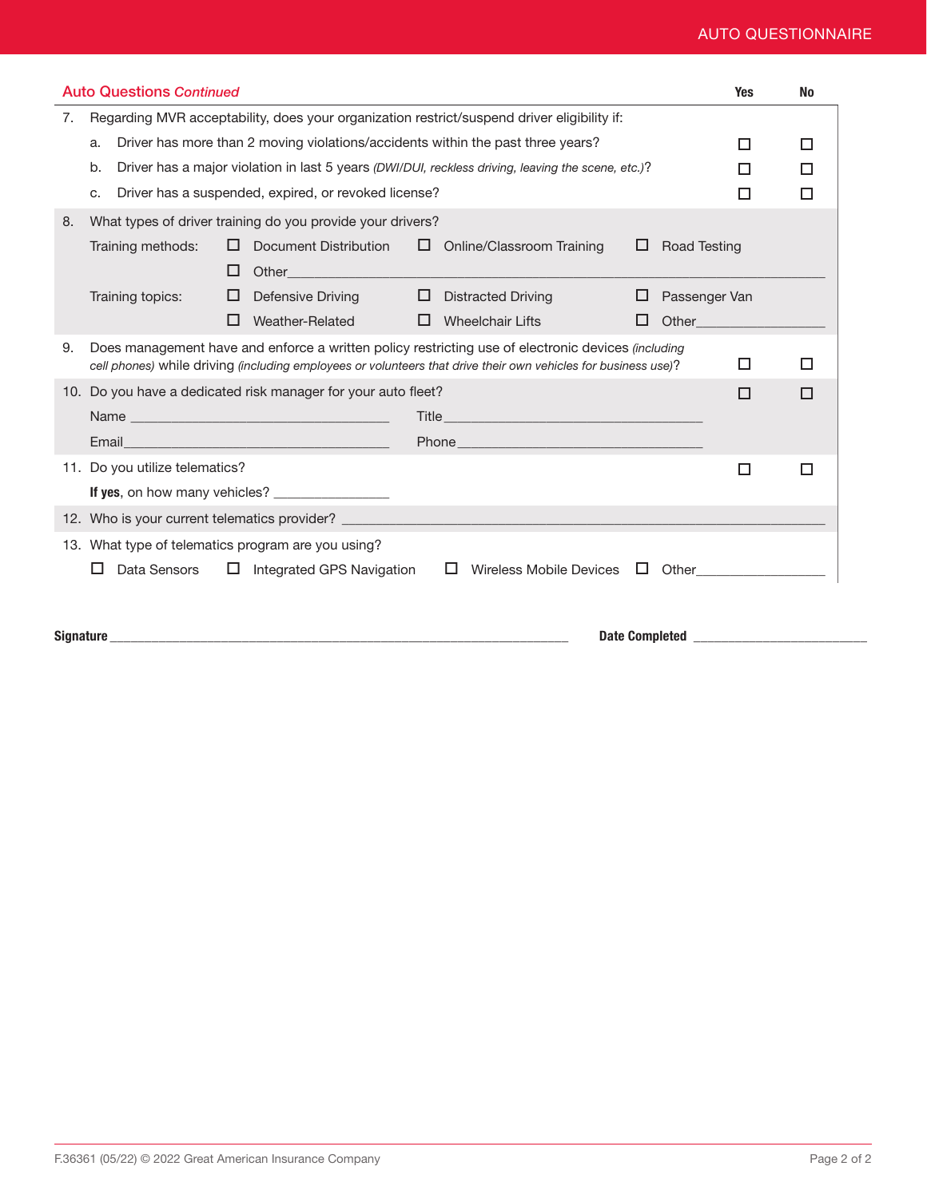## Auto Questions *Continued*

| | Yes | No |
|---|---|---|
| 7. Regarding MVR acceptability, does your organization restrict/suspend driver eligibility if: | | |
| a. Driver has more than 2 moving violations/accidents within the past three years? | ☐ | ☐ |
| b. Driver has a major violation in last 5 years *(DWI/DUI, reckless driving, leaving the scene, etc.)*? | ☐ | ☐ |
| c. Driver has a suspended, expired, or revoked license? | ☐ | ☐ |

8. What types of driver training do you provide your drivers?

Training methods: ☐ Document Distribution ☐ Online/Classroom Training ☐ Road Testing ☐ Other\_\_\_\_\_\_\_\_\_\_\_\_\_\_\_\_\_\_\_\_

Training topics: ☐ Defensive Driving ☐ Distracted Driving ☐ Passenger Van ☐ Weather-Related ☐ Wheelchair Lifts ☐ Other\_\_\_\_\_\_\_\_\_\_\_\_\_\_\_\_\_\_\_\_

| | Yes | No |
|---|---|---|
| 9. Does management have and enforce a written policy restricting use of electronic devices *(including cell phones)* while driving *(including employees or volunteers that drive their own vehicles for business use)*? | ☐ | ☐ |
| 10. Do you have a dedicated risk manager for your auto fleet? | ☐ | ☐ |

Name \_\_\_\_\_\_\_\_\_\_\_\_\_\_\_\_\_\_\_\_ Title\_\_\_\_\_\_\_\_\_\_\_\_\_\_\_\_\_\_\_\_

Email\_\_\_\_\_\_\_\_\_\_\_\_\_\_\_\_\_\_\_\_ Phone\_\_\_\_\_\_\_\_\_\_\_\_\_\_\_\_\_\_\_\_

| | Yes | No |
|---|---|---|
| 11. Do you utilize telematics? | ☐ | ☐ |

**If yes**, on how many vehicles? \_\_\_\_\_\_\_\_\_\_\_\_\_\_\_\_

12. Who is your current telematics provider? \_\_\_\_\_\_\_\_\_\_\_\_\_\_\_\_\_\_\_\_\_\_\_\_\_\_\_\_\_\_

13. What type of telematics program are you using?

☐ Data Sensors ☐ Integrated GPS Navigation ☐ Wireless Mobile Devices ☐ Other\_\_\_\_\_\_\_\_\_\_\_\_\_\_\_\_\_\_\_\_

**Signature** \_\_\_\_\_\_\_\_\_\_\_\_\_\_\_\_\_\_\_\_\_\_\_\_\_\_\_\_\_\_\_\_\_\_\_\_\_\_\_\_ **Date Completed** \_\_\_\_\_\_\_\_\_\_\_\_\_\_\_\_\_\_\_\_

F.36361 (05/22) © 2022 Great American Insurance Company